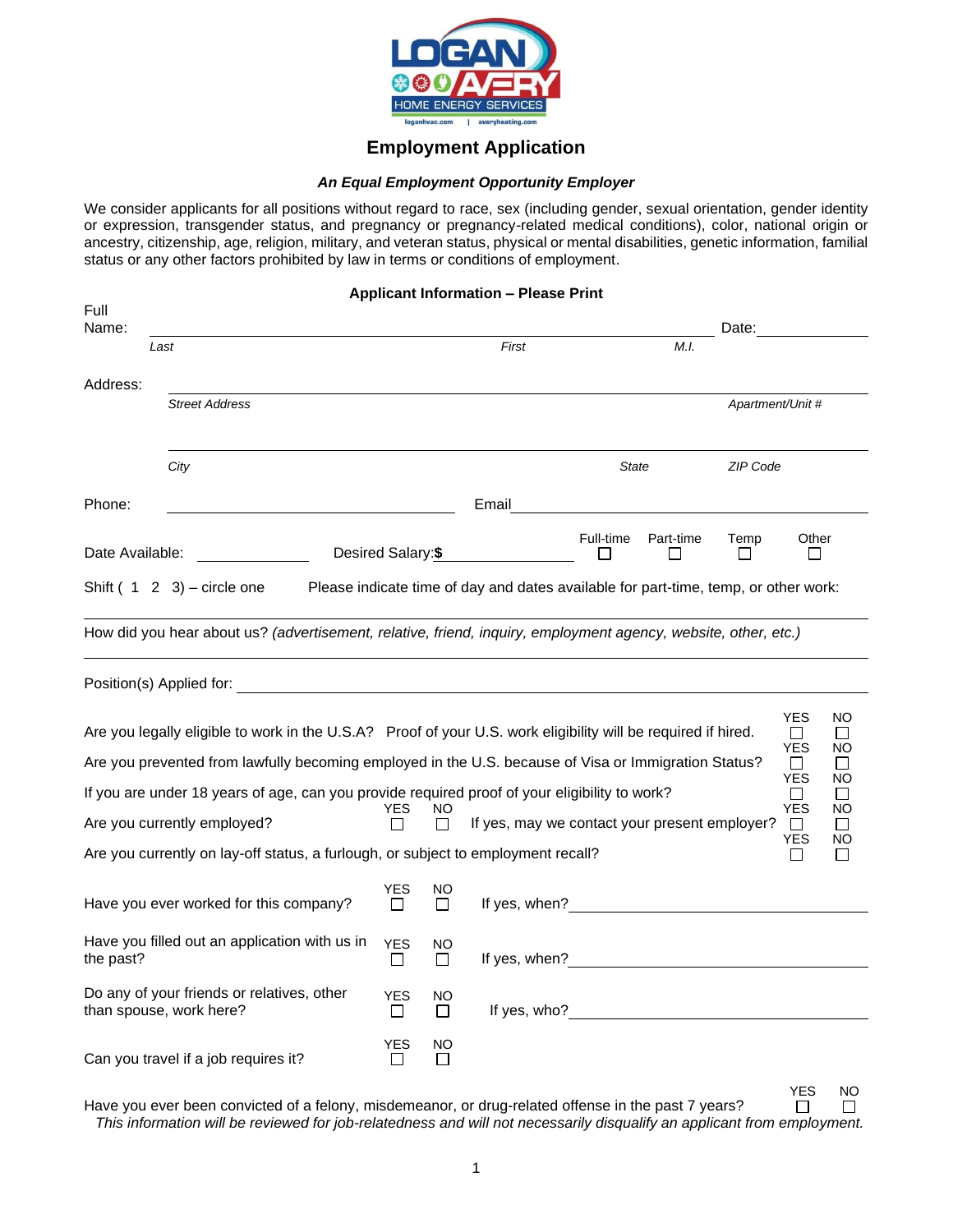# Employment Application

***An Equal Employment Opportunity Employer***

We consider applicants for all positions without regard to race, sex (including gender, sexual orientation, gender identity or expression, transgender status, and pregnancy or pregnancy-related medical conditions), color, national origin or ancestry, citizenship, age, religion, military, and veteran status, physical or mental disabilities, genetic information, familial status or any other factors prohibited by law in terms or conditions of employment.

**Applicant Information – Please Print**

Full Name: ______________________________________________ Date: ____________
*Last* *First* *M.I.*

Address: ______________________________________________
*Street Address* *Apartment/Unit #*

______________________________________________
*City* *State* *ZIP Code*

Phone: ____________________ Email ____________________

Date Available: ____________ Desired Salary:**$** ____________ Full-time ☐ Part-time ☐ Temp ☐ Other ☐

Shift ( 1 2 3) – circle one Please indicate time of day and dates available for part-time, temp, or other work:

______________________________________________

How did you hear about us? *(advertisement, relative, friend, inquiry, employment agency, website, other, etc.)*

______________________________________________

Position(s) Applied for: ______________________________________________

Are you legally eligible to work in the U.S.A? Proof of your U.S. work eligibility will be required if hired. YES ☐ NO ☐

Are you prevented from lawfully becoming employed in the U.S. because of Visa or Immigration Status? YES ☐ NO ☐

If you are under 18 years of age, can you provide required proof of your eligibility to work? YES ☐ NO ☐

Are you currently employed? YES ☐ NO ☐ If yes, may we contact your present employer? YES ☐ NO ☐

Are you currently on lay-off status, a furlough, or subject to employment recall? YES ☐ NO ☐

Have you ever worked for this company? YES ☐ NO ☐ If yes, when? ____________________

Have you filled out an application with us in the past? YES ☐ NO ☐ If yes, when? ____________________

Do any of your friends or relatives, other than spouse, work here? YES ☐ NO ☐ If yes, who? ____________________

Can you travel if a job requires it? YES ☐ NO ☐

Have you ever been convicted of a felony, misdemeanor, or drug-related offense in the past 7 years? YES ☐ NO ☐
*This information will be reviewed for job-relatedness and will not necessarily disqualify an applicant from employment.*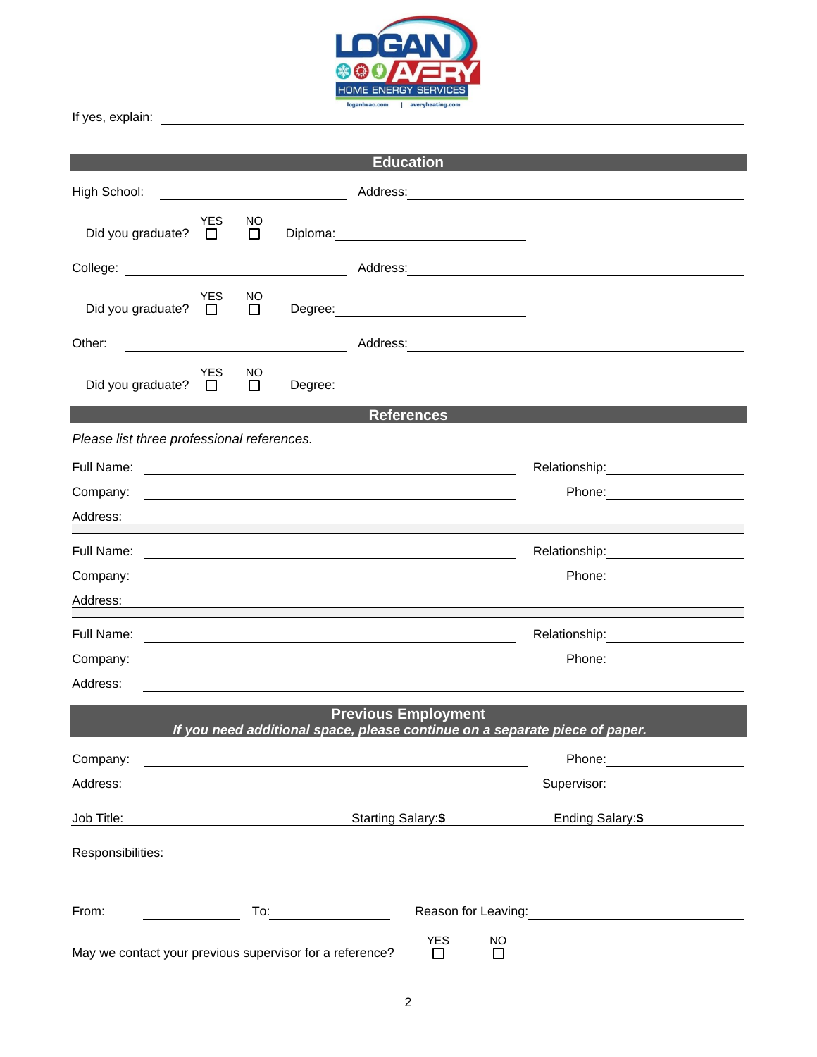If yes, explain: ______________________________________________

______________________________________________

## Education

High School: ____________________ Address: ______________________________

Did you graduate? YES ☐ NO ☐ Diploma: ____________________

College: ____________________ Address: ______________________________

Did you graduate? YES ☐ NO ☐ Degree: ____________________

Other: ____________________ Address: ______________________________

Did you graduate? YES ☐ NO ☐ Degree: ____________________

## References

*Please list three professional references.*

Full Name: ______________________________ Relationship: ____________________

Company: ______________________________ Phone: ____________________

Address: ______________________________________________

Full Name: ______________________________ Relationship: ____________________

Company: ______________________________ Phone: ____________________

Address: ______________________________________________

Full Name: ______________________________ Relationship: ____________________

Company: ______________________________ Phone: ____________________

Address: ______________________________________________

## Previous Employment

***If you need additional space, please continue on a separate piece of paper.***

Company: ______________________________ Phone: ____________________

Address: ______________________________ Supervisor: ____________________

Job Title: ____________________ Starting Salary:**$** ____________ Ending Salary:**$** ____________

Responsibilities: ______________________________________________

From: ____________ To: ____________ Reason for Leaving: ____________________

May we contact your previous supervisor for a reference? YES ☐ NO ☐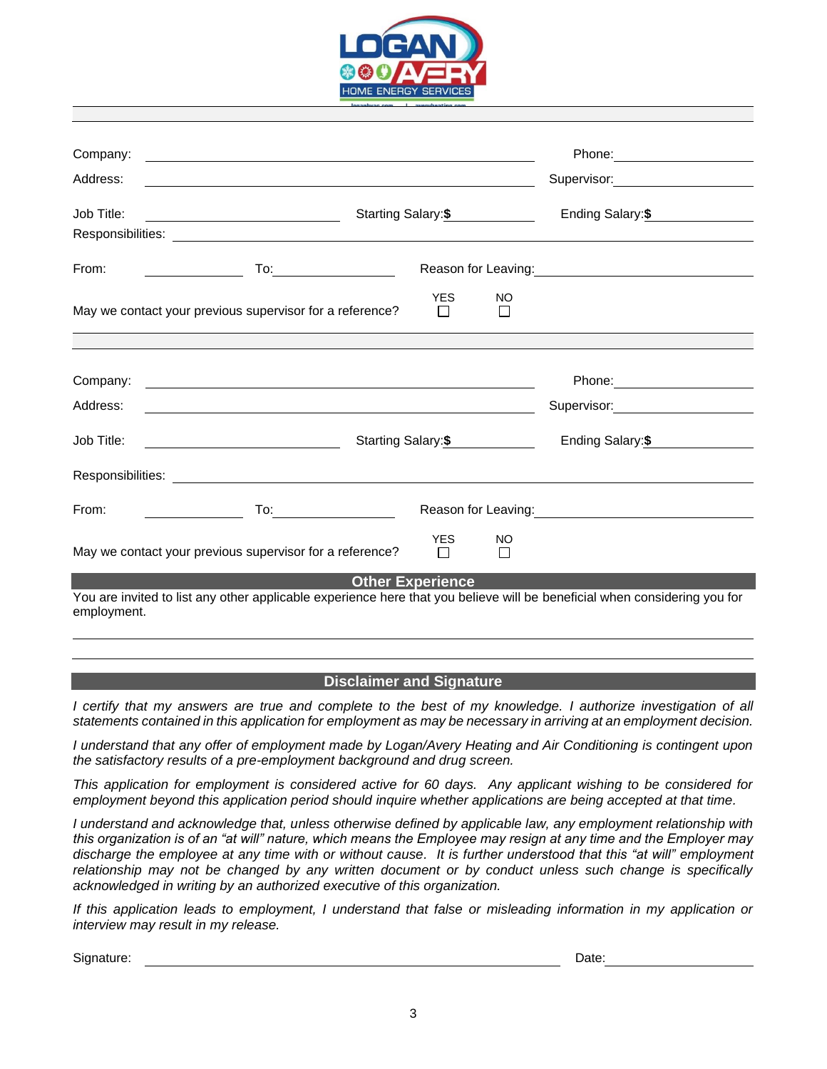Company: ______________________ Phone: ______________

Address: ______________________ Supervisor: ______________

Job Title: ______________ Starting Salary: $ ________ Ending Salary: $ ________

Responsibilities: ______________________

From: ________ To: ________ Reason for Leaving: ______________

May we contact your previous supervisor for a reference? YES ☐ NO ☐

Company: ______________________ Phone: ______________

Address: ______________________ Supervisor: ______________

Job Title: ______________ Starting Salary: $ ________ Ending Salary: $ ________

Responsibilities: ______________________

From: ________ To: ________ Reason for Leaving: ______________

May we contact your previous supervisor for a reference? YES ☐ NO ☐

## Other Experience

You are invited to list any other applicable experience here that you believe will be beneficial when considering you for employment.

______________________

______________________

## Disclaimer and Signature

*I certify that my answers are true and complete to the best of my knowledge. I authorize investigation of all statements contained in this application for employment as may be necessary in arriving at an employment decision.*

*I understand that any offer of employment made by Logan/Avery Heating and Air Conditioning is contingent upon the satisfactory results of a pre-employment background and drug screen.*

*This application for employment is considered active for 60 days. Any applicant wishing to be considered for employment beyond this application period should inquire whether applications are being accepted at that time.*

*I understand and acknowledge that, unless otherwise defined by applicable law, any employment relationship with this organization is of an "at will" nature, which means the Employee may resign at any time and the Employer may discharge the employee at any time with or without cause. It is further understood that this "at will" employment relationship may not be changed by any written document or by conduct unless such change is specifically acknowledged in writing by an authorized executive of this organization.*

*If this application leads to employment, I understand that false or misleading information in my application or interview may result in my release.*

Signature: ______________________ Date: ______________